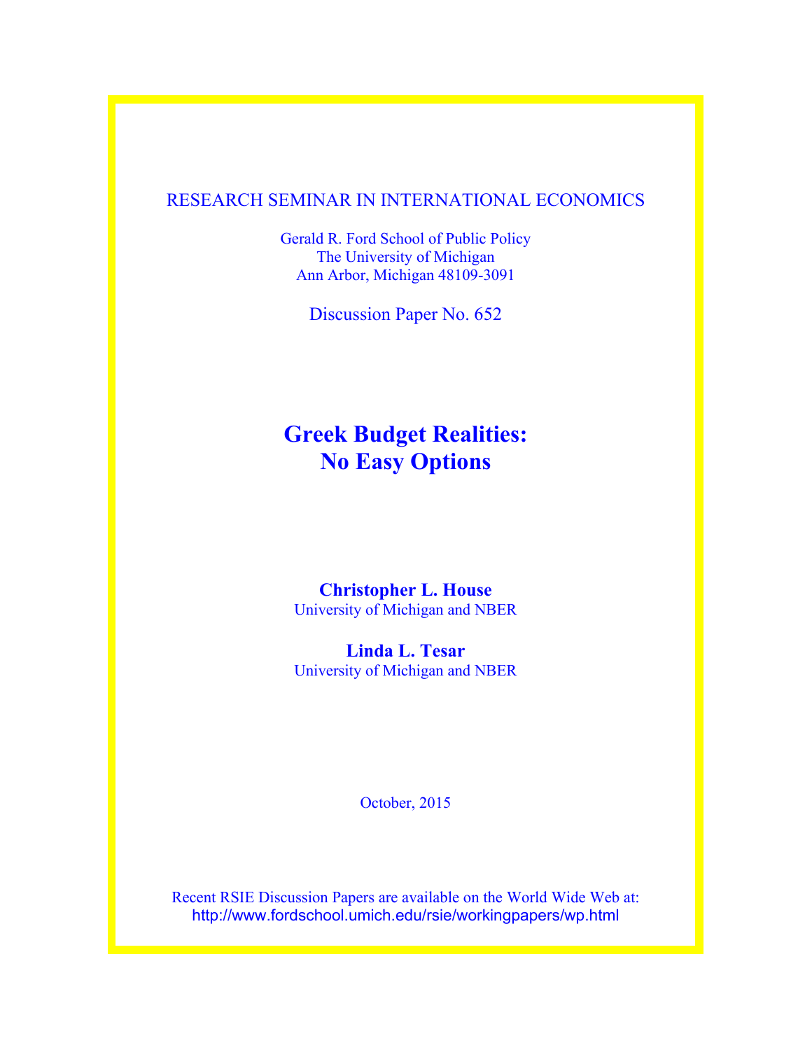RESEARCH SEMINAR IN INTERNATIONAL ECONOMICS

Gerald R. Ford School of Public Policy
The University of Michigan
Ann Arbor, Michigan 48109-3091

Discussion Paper No. 652

# Greek Budget Realities: No Easy Options

**Christopher L. House**
University of Michigan and NBER

**Linda L. Tesar**
University of Michigan and NBER

October, 2015

Recent RSIE Discussion Papers are available on the World Wide Web at:
http://www.fordschool.umich.edu/rsie/workingpapers/wp.html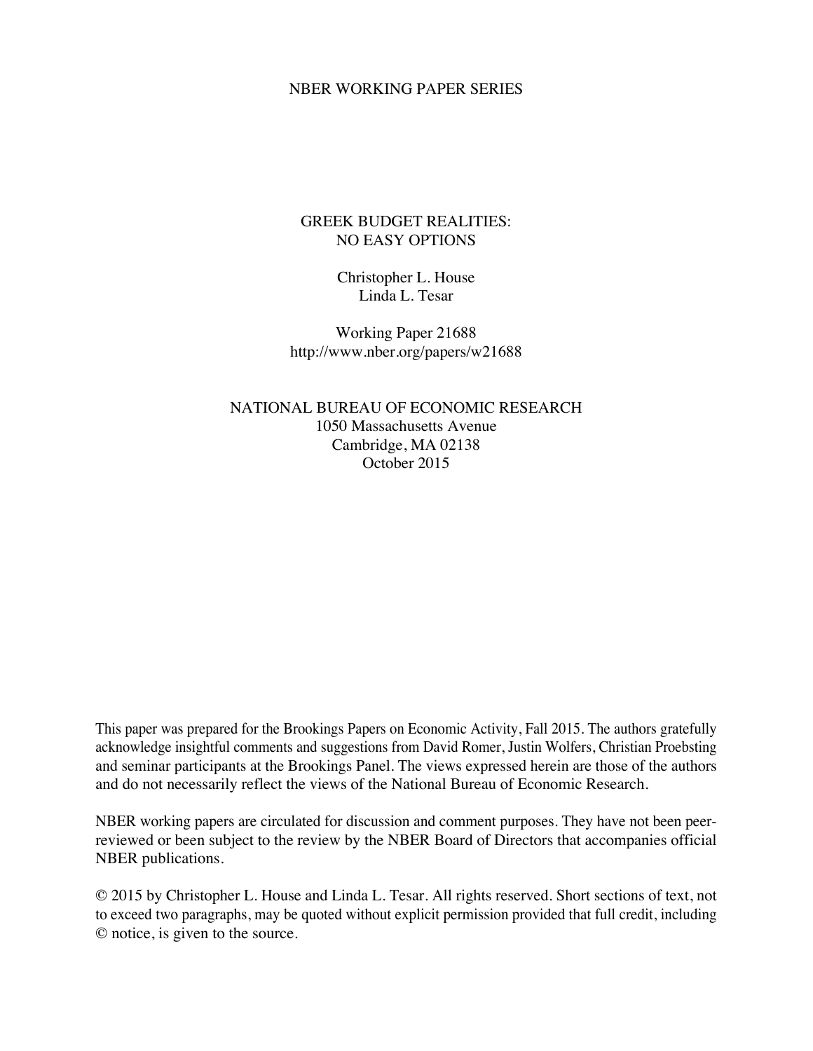NBER WORKING PAPER SERIES

# GREEK BUDGET REALITIES: NO EASY OPTIONS

Christopher L. House
Linda L. Tesar

Working Paper 21688
http://www.nber.org/papers/w21688

NATIONAL BUREAU OF ECONOMIC RESEARCH
1050 Massachusetts Avenue
Cambridge, MA 02138
October 2015

This paper was prepared for the Brookings Papers on Economic Activity, Fall 2015. The authors gratefully acknowledge insightful comments and suggestions from David Romer, Justin Wolfers, Christian Proebsting and seminar participants at the Brookings Panel. The views expressed herein are those of the authors and do not necessarily reflect the views of the National Bureau of Economic Research.

NBER working papers are circulated for discussion and comment purposes. They have not been peer-reviewed or been subject to the review by the NBER Board of Directors that accompanies official NBER publications.

© 2015 by Christopher L. House and Linda L. Tesar. All rights reserved. Short sections of text, not to exceed two paragraphs, may be quoted without explicit permission provided that full credit, including © notice, is given to the source.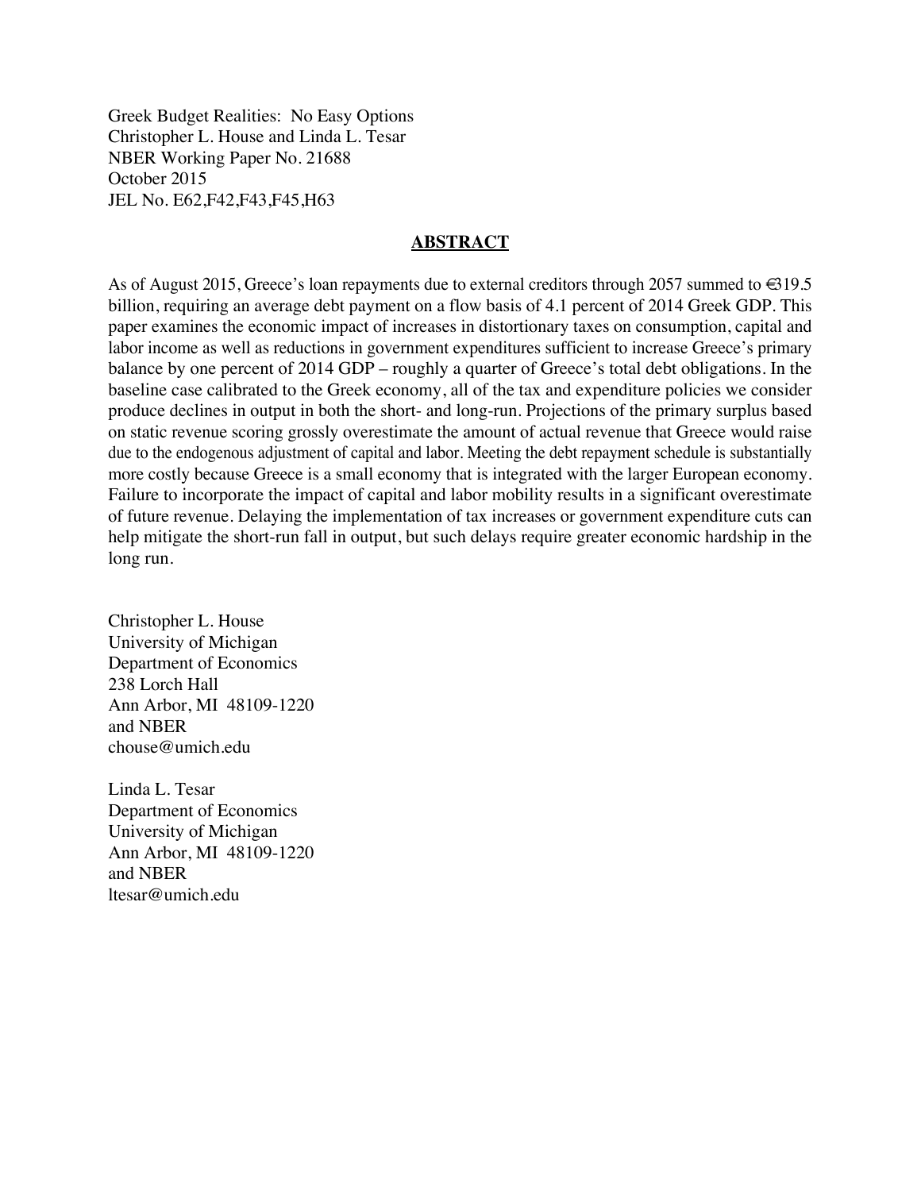Greek Budget Realities: No Easy Options
Christopher L. House and Linda L. Tesar
NBER Working Paper No. 21688
October 2015
JEL No. E62,F42,F43,F45,H63

## ABSTRACT

As of August 2015, Greece's loan repayments due to external creditors through 2057 summed to €319.5 billion, requiring an average debt payment on a flow basis of 4.1 percent of 2014 Greek GDP. This paper examines the economic impact of increases in distortionary taxes on consumption, capital and labor income as well as reductions in government expenditures sufficient to increase Greece's primary balance by one percent of 2014 GDP – roughly a quarter of Greece's total debt obligations. In the baseline case calibrated to the Greek economy, all of the tax and expenditure policies we consider produce declines in output in both the short- and long-run. Projections of the primary surplus based on static revenue scoring grossly overestimate the amount of actual revenue that Greece would raise due to the endogenous adjustment of capital and labor. Meeting the debt repayment schedule is substantially more costly because Greece is a small economy that is integrated with the larger European economy. Failure to incorporate the impact of capital and labor mobility results in a significant overestimate of future revenue. Delaying the implementation of tax increases or government expenditure cuts can help mitigate the short-run fall in output, but such delays require greater economic hardship in the long run.

Christopher L. House
University of Michigan
Department of Economics
238 Lorch Hall
Ann Arbor, MI 48109-1220
and NBER
chouse@umich.edu

Linda L. Tesar
Department of Economics
University of Michigan
Ann Arbor, MI 48109-1220
and NBER
ltesar@umich.edu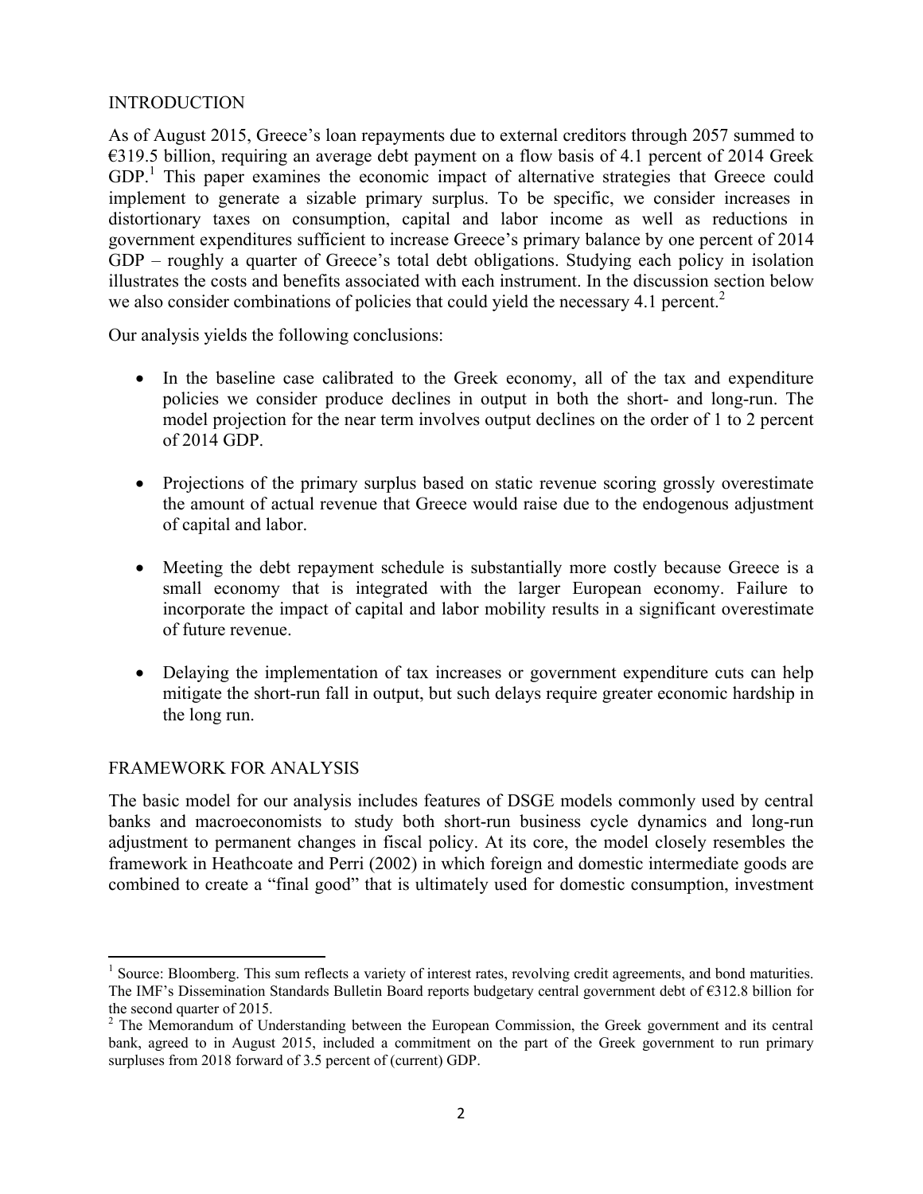## INTRODUCTION

As of August 2015, Greece's loan repayments due to external creditors through 2057 summed to €319.5 billion, requiring an average debt payment on a flow basis of 4.1 percent of 2014 Greek GDP.[1] This paper examines the economic impact of alternative strategies that Greece could implement to generate a sizable primary surplus. To be specific, we consider increases in distortionary taxes on consumption, capital and labor income as well as reductions in government expenditures sufficient to increase Greece's primary balance by one percent of 2014 GDP – roughly a quarter of Greece's total debt obligations. Studying each policy in isolation illustrates the costs and benefits associated with each instrument. In the discussion section below we also consider combinations of policies that could yield the necessary 4.1 percent.[2]

Our analysis yields the following conclusions:

- In the baseline case calibrated to the Greek economy, all of the tax and expenditure policies we consider produce declines in output in both the short- and long-run. The model projection for the near term involves output declines on the order of 1 to 2 percent of 2014 GDP.
- Projections of the primary surplus based on static revenue scoring grossly overestimate the amount of actual revenue that Greece would raise due to the endogenous adjustment of capital and labor.
- Meeting the debt repayment schedule is substantially more costly because Greece is a small economy that is integrated with the larger European economy. Failure to incorporate the impact of capital and labor mobility results in a significant overestimate of future revenue.
- Delaying the implementation of tax increases or government expenditure cuts can help mitigate the short-run fall in output, but such delays require greater economic hardship in the long run.

## FRAMEWORK FOR ANALYSIS

The basic model for our analysis includes features of DSGE models commonly used by central banks and macroeconomists to study both short-run business cycle dynamics and long-run adjustment to permanent changes in fiscal policy. At its core, the model closely resembles the framework in Heathcoate and Perri (2002) in which foreign and domestic intermediate goods are combined to create a "final good" that is ultimately used for domestic consumption, investment

---

[1] Source: Bloomberg. This sum reflects a variety of interest rates, revolving credit agreements, and bond maturities. The IMF's Dissemination Standards Bulletin Board reports budgetary central government debt of €312.8 billion for the second quarter of 2015.

[2] The Memorandum of Understanding between the European Commission, the Greek government and its central bank, agreed to in August 2015, included a commitment on the part of the Greek government to run primary surpluses from 2018 forward of 3.5 percent of (current) GDP.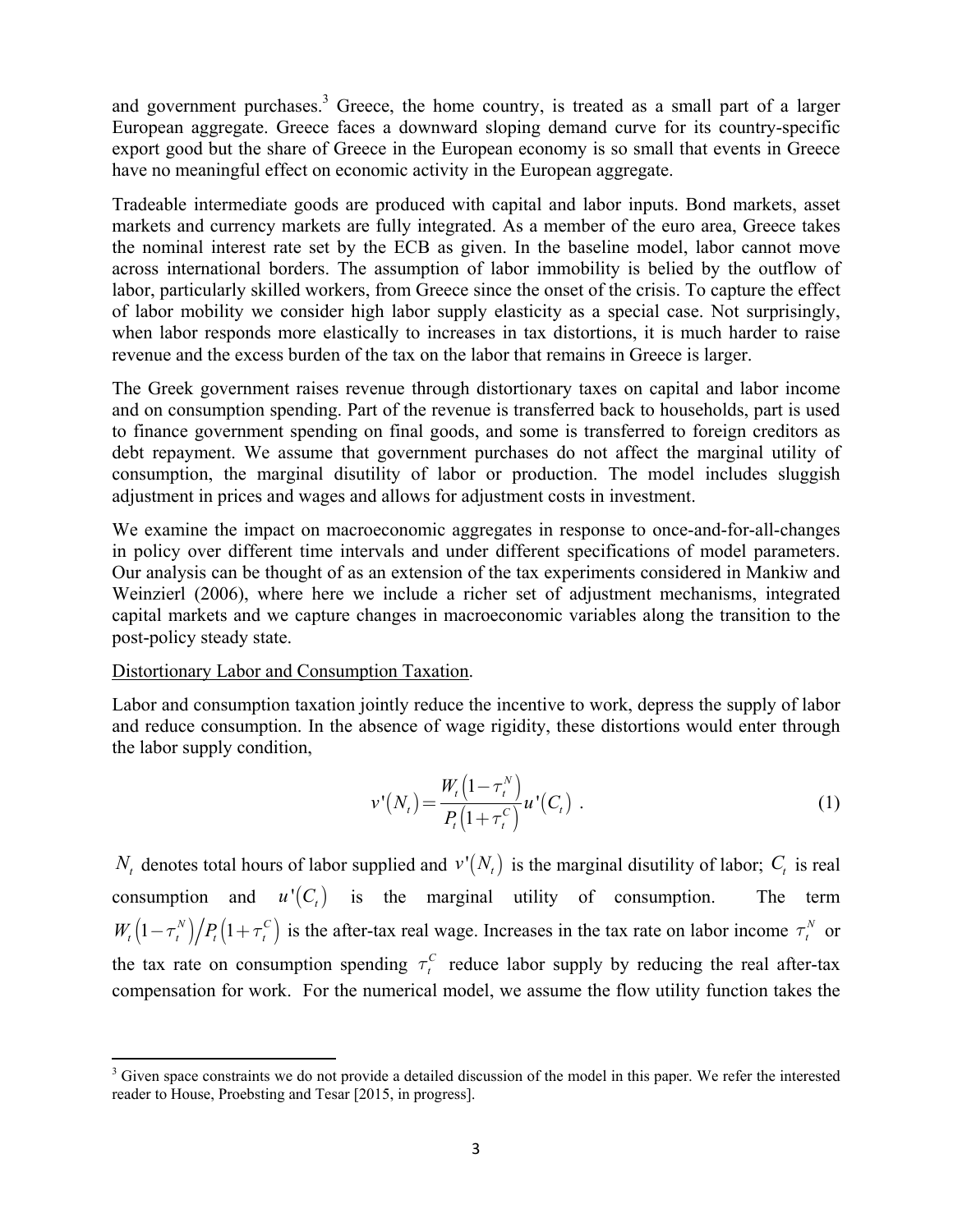and government purchases.[3] Greece, the home country, is treated as a small part of a larger European aggregate. Greece faces a downward sloping demand curve for its country-specific export good but the share of Greece in the European economy is so small that events in Greece have no meaningful effect on economic activity in the European aggregate.

Tradeable intermediate goods are produced with capital and labor inputs. Bond markets, asset markets and currency markets are fully integrated. As a member of the euro area, Greece takes the nominal interest rate set by the ECB as given. In the baseline model, labor cannot move across international borders. The assumption of labor immobility is belied by the outflow of labor, particularly skilled workers, from Greece since the onset of the crisis. To capture the effect of labor mobility we consider high labor supply elasticity as a special case. Not surprisingly, when labor responds more elastically to increases in tax distortions, it is much harder to raise revenue and the excess burden of the tax on the labor that remains in Greece is larger.

The Greek government raises revenue through distortionary taxes on capital and labor income and on consumption spending. Part of the revenue is transferred back to households, part is used to finance government spending on final goods, and some is transferred to foreign creditors as debt repayment. We assume that government purchases do not affect the marginal utility of consumption, the marginal disutility of labor or production. The model includes sluggish adjustment in prices and wages and allows for adjustment costs in investment.

We examine the impact on macroeconomic aggregates in response to once-and-for-all-changes in policy over different time intervals and under different specifications of model parameters. Our analysis can be thought of as an extension of the tax experiments considered in Mankiw and Weinzierl (2006), where here we include a richer set of adjustment mechanisms, integrated capital markets and we capture changes in macroeconomic variables along the transition to the post-policy steady state.

Distortionary Labor and Consumption Taxation.

Labor and consumption taxation jointly reduce the incentive to work, depress the supply of labor and reduce consumption. In the absence of wage rigidity, these distortions would enter through the labor supply condition,

$$v'(N_t) = \frac{W_t\left(1-\tau_t^N\right)}{P_t\left(1+\tau_t^C\right)} u'(C_t) \ . \tag{1}$$

$N_t$ denotes total hours of labor supplied and $v'(N_t)$ is the marginal disutility of labor; $C_t$ is real consumption and $u'(C_t)$ is the marginal utility of consumption. The term $W_t\left(1-\tau_t^N\right)/P_t\left(1+\tau_t^C\right)$ is the after-tax real wage. Increases in the tax rate on labor income $\tau_t^N$ or the tax rate on consumption spending $\tau_t^C$ reduce labor supply by reducing the real after-tax compensation for work. For the numerical model, we assume the flow utility function takes the

[3] Given space constraints we do not provide a detailed discussion of the model in this paper. We refer the interested reader to House, Proebsting and Tesar [2015, in progress].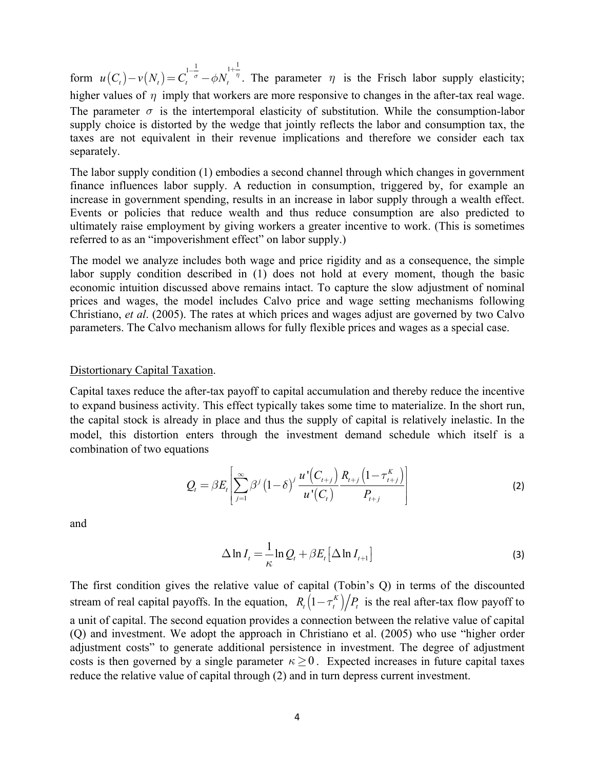form $u(C_t) - v(N_t) = C_t^{1-\frac{1}{\sigma}} - \phi N_t^{1+\frac{1}{\eta}}$. The parameter $\eta$ is the Frisch labor supply elasticity; higher values of $\eta$ imply that workers are more responsive to changes in the after-tax real wage. The parameter $\sigma$ is the intertemporal elasticity of substitution. While the consumption-labor supply choice is distorted by the wedge that jointly reflects the labor and consumption tax, the taxes are not equivalent in their revenue implications and therefore we consider each tax separately.

The labor supply condition (1) embodies a second channel through which changes in government finance influences labor supply. A reduction in consumption, triggered by, for example an increase in government spending, results in an increase in labor supply through a wealth effect. Events or policies that reduce wealth and thus reduce consumption are also predicted to ultimately raise employment by giving workers a greater incentive to work. (This is sometimes referred to as an "impoverishment effect" on labor supply.)

The model we analyze includes both wage and price rigidity and as a consequence, the simple labor supply condition described in (1) does not hold at every moment, though the basic economic intuition discussed above remains intact. To capture the slow adjustment of nominal prices and wages, the model includes Calvo price and wage setting mechanisms following Christiano, *et al*. (2005). The rates at which prices and wages adjust are governed by two Calvo parameters. The Calvo mechanism allows for fully flexible prices and wages as a special case.

Distortionary Capital Taxation.

Capital taxes reduce the after-tax payoff to capital accumulation and thereby reduce the incentive to expand business activity. This effect typically takes some time to materialize. In the short run, the capital stock is already in place and thus the supply of capital is relatively inelastic. In the model, this distortion enters through the investment demand schedule which itself is a combination of two equations

$$Q_t = \beta E_t \left[ \sum_{j=1}^{\infty} \beta^j (1-\delta)^j \frac{u'(C_{t+j})}{u'(C_t)} \frac{R_{t+j}\left(1-\tau_{t+j}^K\right)}{P_{t+j}} \right] \tag{2}$$

and

$$\Delta \ln I_t = \frac{1}{\kappa} \ln Q_t + \beta E_t \left[ \Delta \ln I_{t+1} \right] \tag{3}$$

The first condition gives the relative value of capital (Tobin's Q) in terms of the discounted stream of real capital payoffs. In the equation, $R_t\left(1-\tau_t^K\right)/P_t$ is the real after-tax flow payoff to a unit of capital. The second equation provides a connection between the relative value of capital (Q) and investment. We adopt the approach in Christiano et al. (2005) who use "higher order adjustment costs" to generate additional persistence in investment. The degree of adjustment costs is then governed by a single parameter $\kappa \geq 0$. Expected increases in future capital taxes reduce the relative value of capital through (2) and in turn depress current investment.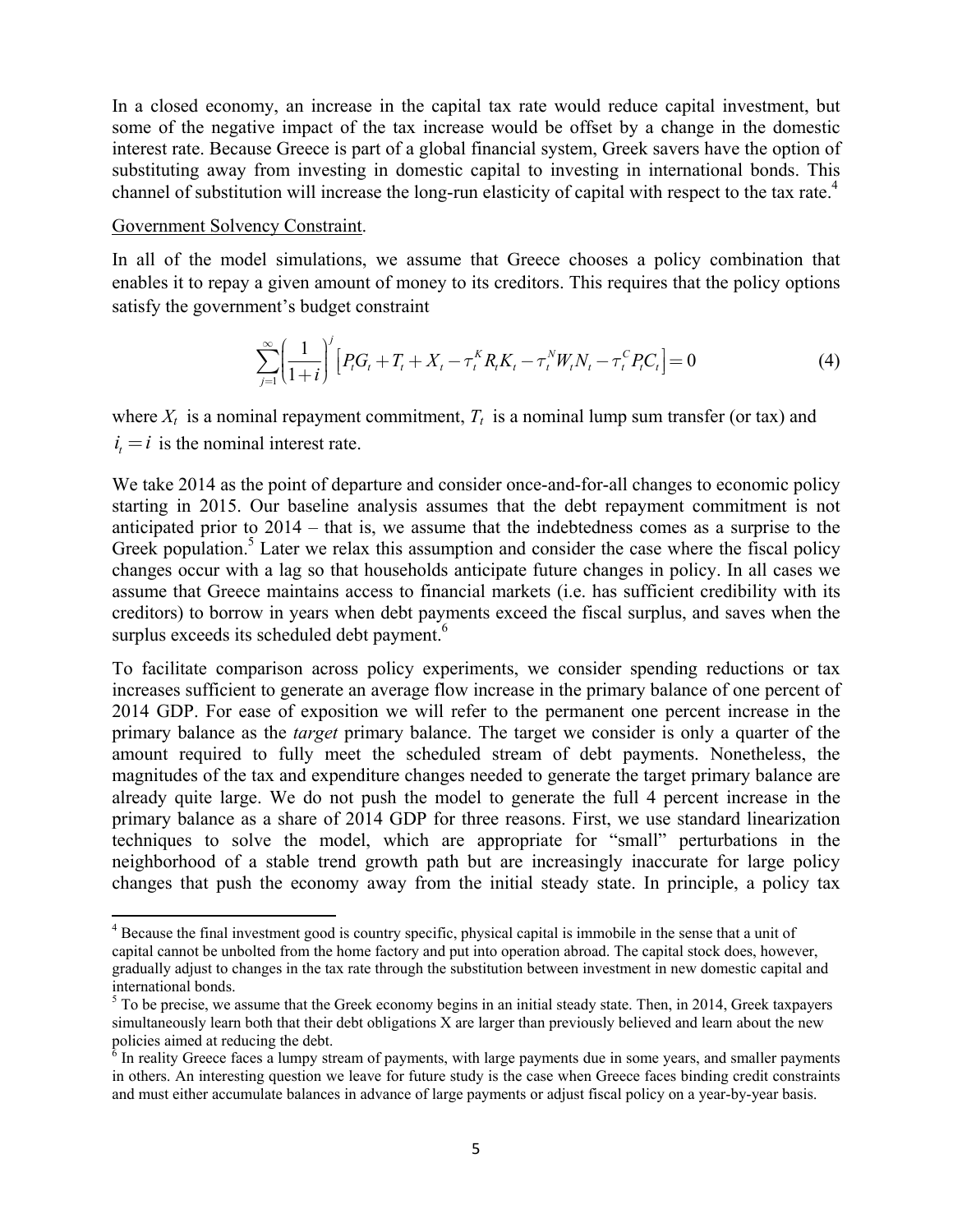In a closed economy, an increase in the capital tax rate would reduce capital investment, but some of the negative impact of the tax increase would be offset by a change in the domestic interest rate. Because Greece is part of a global financial system, Greek savers have the option of substituting away from investing in domestic capital to investing in international bonds. This channel of substitution will increase the long-run elasticity of capital with respect to the tax rate.[4]

Government Solvency Constraint.

In all of the model simulations, we assume that Greece chooses a policy combination that enables it to repay a given amount of money to its creditors. This requires that the policy options satisfy the government's budget constraint

$$\sum_{j=1}^{\infty}\left(\frac{1}{1+i}\right)^{j}\left[P_tG_t + T_t + X_t - \tau_t^K R_t K_t - \tau_t^N W_t N_t - \tau_t^C P_t C_t\right] = 0 \tag{4}$$

where $X_t$ is a nominal repayment commitment, $T_t$ is a nominal lump sum transfer (or tax) and $i_t = i$ is the nominal interest rate.

We take 2014 as the point of departure and consider once-and-for-all changes to economic policy starting in 2015. Our baseline analysis assumes that the debt repayment commitment is not anticipated prior to 2014 – that is, we assume that the indebtedness comes as a surprise to the Greek population.[5] Later we relax this assumption and consider the case where the fiscal policy changes occur with a lag so that households anticipate future changes in policy. In all cases we assume that Greece maintains access to financial markets (i.e. has sufficient credibility with its creditors) to borrow in years when debt payments exceed the fiscal surplus, and saves when the surplus exceeds its scheduled debt payment.[6]

To facilitate comparison across policy experiments, we consider spending reductions or tax increases sufficient to generate an average flow increase in the primary balance of one percent of 2014 GDP. For ease of exposition we will refer to the permanent one percent increase in the primary balance as the *target* primary balance. The target we consider is only a quarter of the amount required to fully meet the scheduled stream of debt payments. Nonetheless, the magnitudes of the tax and expenditure changes needed to generate the target primary balance are already quite large. We do not push the model to generate the full 4 percent increase in the primary balance as a share of 2014 GDP for three reasons. First, we use standard linearization techniques to solve the model, which are appropriate for "small" perturbations in the neighborhood of a stable trend growth path but are increasingly inaccurate for large policy changes that push the economy away from the initial steady state. In principle, a policy tax

---

[4] Because the final investment good is country specific, physical capital is immobile in the sense that a unit of capital cannot be unbolted from the home factory and put into operation abroad. The capital stock does, however, gradually adjust to changes in the tax rate through the substitution between investment in new domestic capital and international bonds.

[5] To be precise, we assume that the Greek economy begins in an initial steady state. Then, in 2014, Greek taxpayers simultaneously learn both that their debt obligations X are larger than previously believed and learn about the new policies aimed at reducing the debt.

[6] In reality Greece faces a lumpy stream of payments, with large payments due in some years, and smaller payments in others. An interesting question we leave for future study is the case when Greece faces binding credit constraints and must either accumulate balances in advance of large payments or adjust fiscal policy on a year-by-year basis.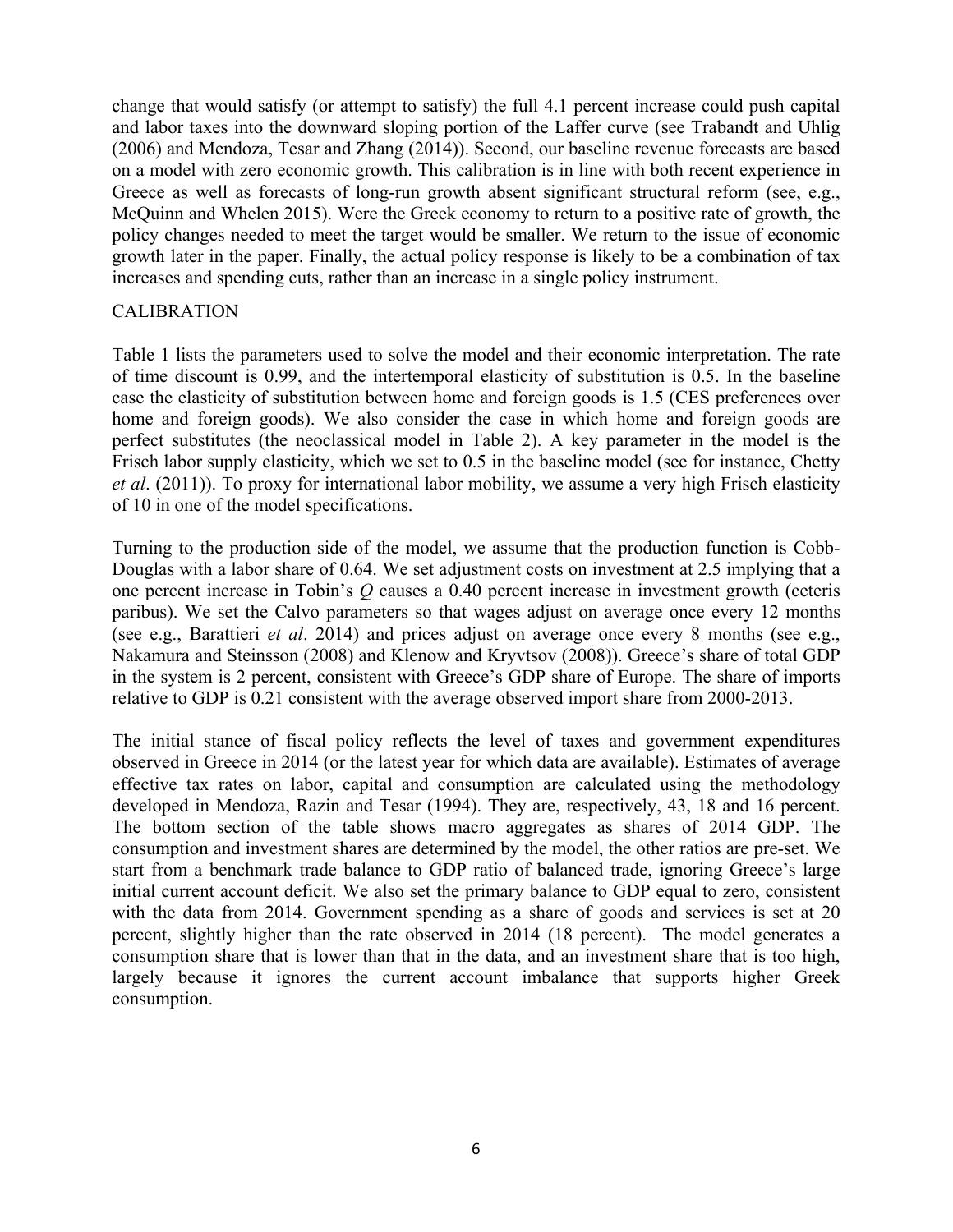change that would satisfy (or attempt to satisfy) the full 4.1 percent increase could push capital and labor taxes into the downward sloping portion of the Laffer curve (see Trabandt and Uhlig (2006) and Mendoza, Tesar and Zhang (2014)). Second, our baseline revenue forecasts are based on a model with zero economic growth. This calibration is in line with both recent experience in Greece as well as forecasts of long-run growth absent significant structural reform (see, e.g., McQuinn and Whelen 2015). Were the Greek economy to return to a positive rate of growth, the policy changes needed to meet the target would be smaller. We return to the issue of economic growth later in the paper. Finally, the actual policy response is likely to be a combination of tax increases and spending cuts, rather than an increase in a single policy instrument.

## CALIBRATION

Table 1 lists the parameters used to solve the model and their economic interpretation. The rate of time discount is 0.99, and the intertemporal elasticity of substitution is 0.5. In the baseline case the elasticity of substitution between home and foreign goods is 1.5 (CES preferences over home and foreign goods). We also consider the case in which home and foreign goods are perfect substitutes (the neoclassical model in Table 2). A key parameter in the model is the Frisch labor supply elasticity, which we set to 0.5 in the baseline model (see for instance, Chetty *et al*. (2011)). To proxy for international labor mobility, we assume a very high Frisch elasticity of 10 in one of the model specifications.

Turning to the production side of the model, we assume that the production function is Cobb-Douglas with a labor share of 0.64. We set adjustment costs on investment at 2.5 implying that a one percent increase in Tobin's *Q* causes a 0.40 percent increase in investment growth (ceteris paribus). We set the Calvo parameters so that wages adjust on average once every 12 months (see e.g., Barattieri *et al*. 2014) and prices adjust on average once every 8 months (see e.g., Nakamura and Steinsson (2008) and Klenow and Kryvtsov (2008)). Greece's share of total GDP in the system is 2 percent, consistent with Greece's GDP share of Europe. The share of imports relative to GDP is 0.21 consistent with the average observed import share from 2000-2013.

The initial stance of fiscal policy reflects the level of taxes and government expenditures observed in Greece in 2014 (or the latest year for which data are available). Estimates of average effective tax rates on labor, capital and consumption are calculated using the methodology developed in Mendoza, Razin and Tesar (1994). They are, respectively, 43, 18 and 16 percent. The bottom section of the table shows macro aggregates as shares of 2014 GDP. The consumption and investment shares are determined by the model, the other ratios are pre-set. We start from a benchmark trade balance to GDP ratio of balanced trade, ignoring Greece's large initial current account deficit. We also set the primary balance to GDP equal to zero, consistent with the data from 2014. Government spending as a share of goods and services is set at 20 percent, slightly higher than the rate observed in 2014 (18 percent). The model generates a consumption share that is lower than that in the data, and an investment share that is too high, largely because it ignores the current account imbalance that supports higher Greek consumption.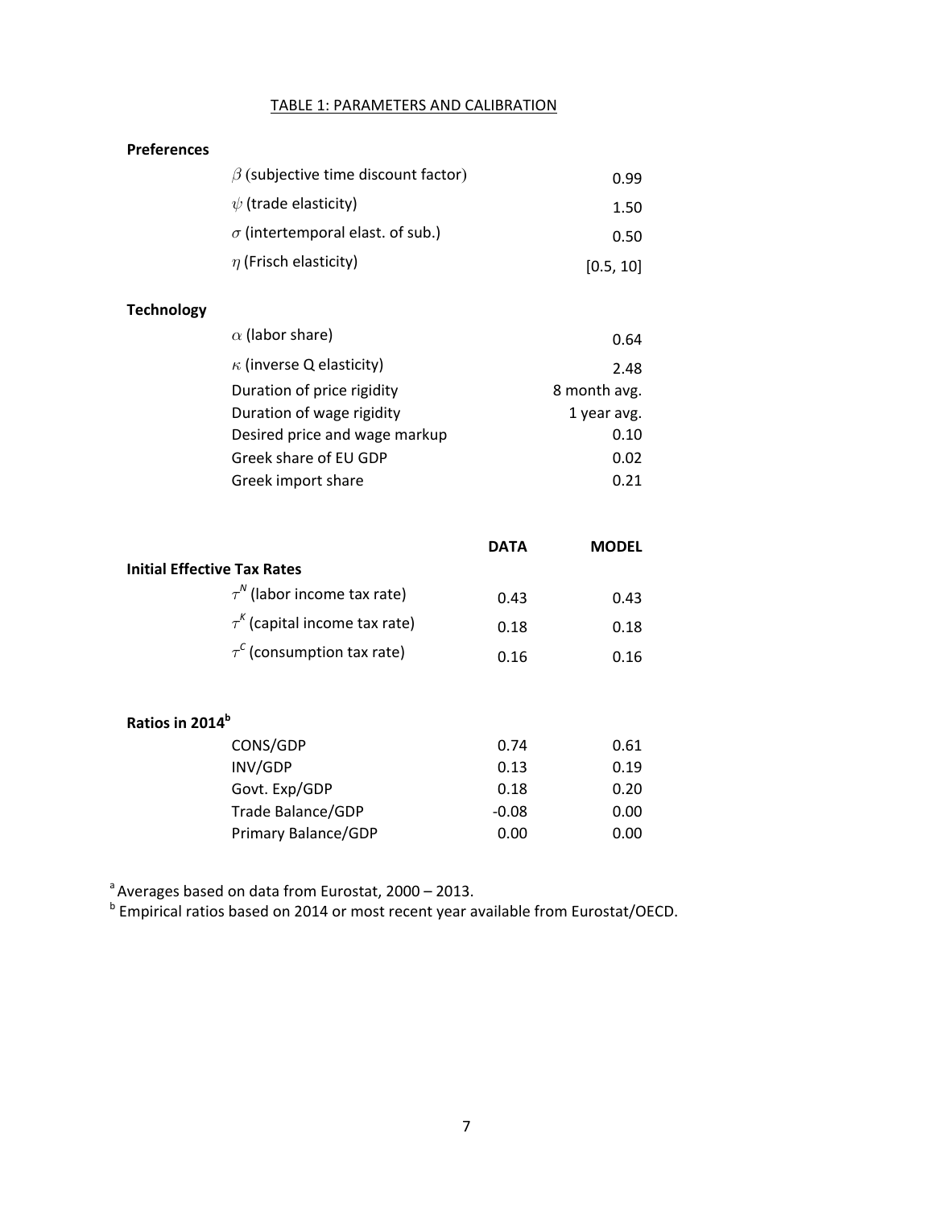TABLE 1: PARAMETERS AND CALIBRATION

**Preferences**

| | |
|---|---|
| $\beta$ (subjective time discount factor) | 0.99 |
| $\psi$ (trade elasticity) | 1.50 |
| $\sigma$ (intertemporal elast. of sub.) | 0.50 |
| $\eta$ (Frisch elasticity) | [0.5, 10] |

**Technology**

| | |
|---|---|
| $\alpha$ (labor share) | 0.64 |
| $\kappa$ (inverse Q elasticity) | 2.48 |
| Duration of price rigidity | 8 month avg. |
| Duration of wage rigidity | 1 year avg. |
| Desired price and wage markup | 0.10 |
| Greek share of EU GDP | 0.02 |
| Greek import share | 0.21 |

| | DATA | MODEL |
|---|---|---|
| **Initial Effective Tax Rates** | | |
| $\tau^N$ (labor income tax rate) | 0.43 | 0.43 |
| $\tau^K$ (capital income tax rate) | 0.18 | 0.18 |
| $\tau^C$ (consumption tax rate) | 0.16 | 0.16 |
| **Ratios in 2014[b]** | | |
| CONS/GDP | 0.74 | 0.61 |
| INV/GDP | 0.13 | 0.19 |
| Govt. Exp/GDP | 0.18 | 0.20 |
| Trade Balance/GDP | -0.08 | 0.00 |
| Primary Balance/GDP | 0.00 | 0.00 |

[a] Averages based on data from Eurostat, 2000 – 2013.
[b] Empirical ratios based on 2014 or most recent year available from Eurostat/OECD.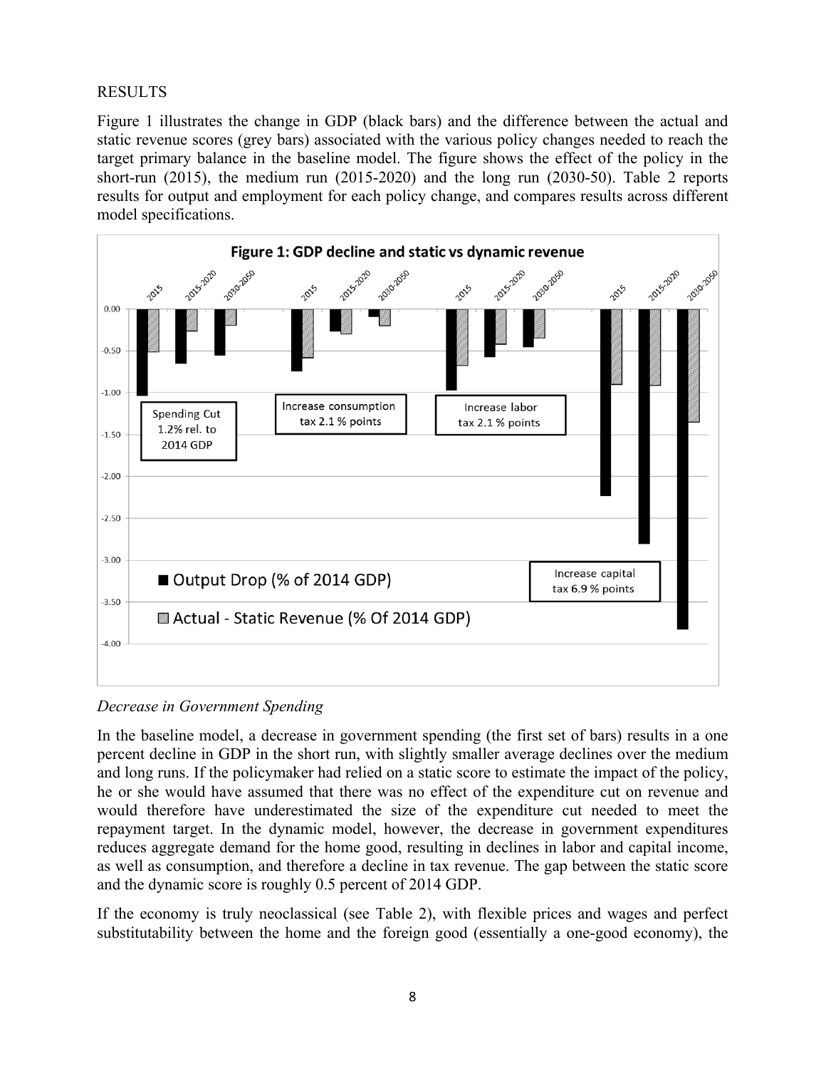RESULTS

Figure 1 illustrates the change in GDP (black bars) and the difference between the actual and static revenue scores (grey bars) associated with the various policy changes needed to reach the target primary balance in the baseline model. The figure shows the effect of the policy in the short-run (2015), the medium run (2015-2020) and the long run (2030-50). Table 2 reports results for output and employment for each policy change, and compares results across different model specifications.

*Decrease in Government Spending*

In the baseline model, a decrease in government spending (the first set of bars) results in a one percent decline in GDP in the short run, with slightly smaller average declines over the medium and long runs. If the policymaker had relied on a static score to estimate the impact of the policy, he or she would have assumed that there was no effect of the expenditure cut on revenue and would therefore have underestimated the size of the expenditure cut needed to meet the repayment target. In the dynamic model, however, the decrease in government expenditures reduces aggregate demand for the home good, resulting in declines in labor and capital income, as well as consumption, and therefore a decline in tax revenue. The gap between the static score and the dynamic score is roughly 0.5 percent of 2014 GDP.

If the economy is truly neoclassical (see Table 2), with flexible prices and wages and perfect substitutability between the home and the foreign good (essentially a one-good economy), the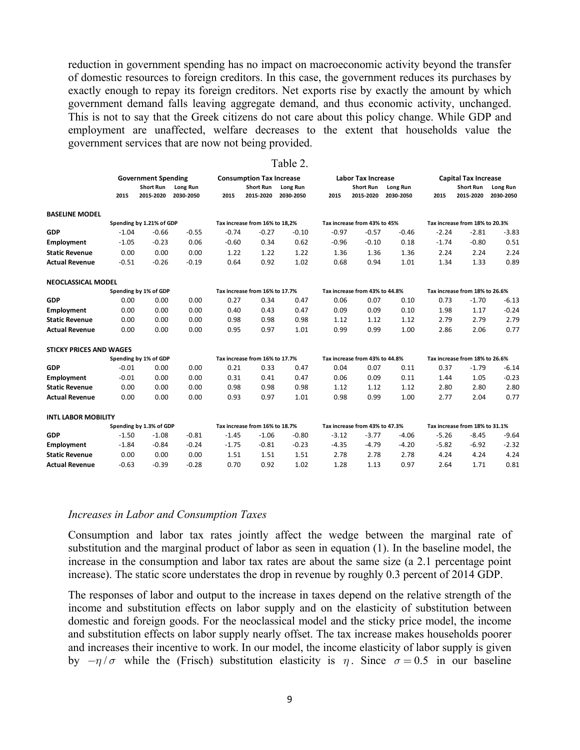reduction in government spending has no impact on macroeconomic activity beyond the transfer of domestic resources to foreign creditors. In this case, the government reduces its purchases by exactly enough to repay its foreign creditors. Net exports rise by exactly the amount by which government demand falls leaving aggregate demand, and thus economic activity, unchanged. This is not to say that the Greek citizens do not care about this policy change. While GDP and employment are unaffected, welfare decreases to the extent that households value the government services that are now not being provided.

Table 2.

| | Government Spending | | | Consumption Tax Increase | | | Labor Tax Increase | | | Capital Tax Increase | | |
|---|---|---|---|---|---|---|---|---|---|---|---|---|
| | 2015 | Short Run 2015-2020 | Long Run 2030-2050 | 2015 | Short Run 2015-2020 | Long Run 2030-2050 | 2015 | Short Run 2015-2020 | Long Run 2030-2050 | 2015 | Short Run 2015-2020 | Long Run 2030-2050 |
| **BASELINE MODEL** | | | | | | | | | | | | |
| | Spending by 1.21% of GDP | | | Tax increase from 16% to 18,2% | | | Tax increase from 43% to 45% | | | Tax increase from 18% to 20.3% | | |
| **GDP** | -1.04 | -0.66 | -0.55 | -0.74 | -0.27 | -0.10 | -0.97 | -0.57 | -0.46 | -2.24 | -2.81 | -3.83 |
| **Employment** | -1.05 | -0.23 | 0.06 | -0.60 | 0.34 | 0.62 | -0.96 | -0.10 | 0.18 | -1.74 | -0.80 | 0.51 |
| **Static Revenue** | 0.00 | 0.00 | 0.00 | 1.22 | 1.22 | 1.22 | 1.36 | 1.36 | 1.36 | 2.24 | 2.24 | 2.24 |
| **Actual Revenue** | -0.51 | -0.26 | -0.19 | 0.64 | 0.92 | 1.02 | 0.68 | 0.94 | 1.01 | 1.34 | 1.33 | 0.89 |
| **NEOCLASSICAL MODEL** | | | | | | | | | | | | |
| | Spending by 1% of GDP | | | Tax increase from 16% to 17.7% | | | Tax increase from 43% to 44.8% | | | Tax increase from 18% to 26.6% | | |
| **GDP** | 0.00 | 0.00 | 0.00 | 0.27 | 0.34 | 0.47 | 0.06 | 0.07 | 0.10 | 0.73 | -1.70 | -6.13 |
| **Employment** | 0.00 | 0.00 | 0.00 | 0.40 | 0.43 | 0.47 | 0.09 | 0.09 | 0.10 | 1.98 | 1.17 | -0.24 |
| **Static Revenue** | 0.00 | 0.00 | 0.00 | 0.98 | 0.98 | 0.98 | 1.12 | 1.12 | 1.12 | 2.79 | 2.79 | 2.79 |
| **Actual Revenue** | 0.00 | 0.00 | 0.00 | 0.95 | 0.97 | 1.01 | 0.99 | 0.99 | 1.00 | 2.86 | 2.06 | 0.77 |
| **STICKY PRICES AND WAGES** | | | | | | | | | | | | |
| | Spending by 1% of GDP | | | Tax increase from 16% to 17.7% | | | Tax increase from 43% to 44.8% | | | Tax increase from 18% to 26.6% | | |
| **GDP** | -0.01 | 0.00 | 0.00 | 0.21 | 0.33 | 0.47 | 0.04 | 0.07 | 0.11 | 0.37 | -1.79 | -6.14 |
| **Employment** | -0.01 | 0.00 | 0.00 | 0.31 | 0.41 | 0.47 | 0.06 | 0.09 | 0.11 | 1.44 | 1.05 | -0.23 |
| **Static Revenue** | 0.00 | 0.00 | 0.00 | 0.98 | 0.98 | 0.98 | 1.12 | 1.12 | 1.12 | 2.80 | 2.80 | 2.80 |
| **Actual Revenue** | 0.00 | 0.00 | 0.00 | 0.93 | 0.97 | 1.01 | 0.98 | 0.99 | 1.00 | 2.77 | 2.04 | 0.77 |
| **INTL LABOR MOBILITY** | | | | | | | | | | | | |
| | Spending by 1.3% of GDP | | | Tax increase from 16% to 18.7% | | | Tax increase from 43% to 47.3% | | | Tax increase from 18% to 31.1% | | |
| **GDP** | -1.50 | -1.08 | -0.81 | -1.45 | -1.06 | -0.80 | -3.12 | -3.77 | -4.06 | -5.26 | -8.45 | -9.64 |
| **Employment** | -1.84 | -0.84 | -0.24 | -1.75 | -0.81 | -0.23 | -4.35 | -4.79 | -4.20 | -5.82 | -6.92 | -2.32 |
| **Static Revenue** | 0.00 | 0.00 | 0.00 | 1.51 | 1.51 | 1.51 | 2.78 | 2.78 | 2.78 | 4.24 | 4.24 | 4.24 |
| **Actual Revenue** | -0.63 | -0.39 | -0.28 | 0.70 | 0.92 | 1.02 | 1.28 | 1.13 | 0.97 | 2.64 | 1.71 | 0.81 |

### *Increases in Labor and Consumption Taxes*

Consumption and labor tax rates jointly affect the wedge between the marginal rate of substitution and the marginal product of labor as seen in equation (1). In the baseline model, the increase in the consumption and labor tax rates are about the same size (a 2.1 percentage point increase). The static score understates the drop in revenue by roughly 0.3 percent of 2014 GDP.

The responses of labor and output to the increase in taxes depend on the relative strength of the income and substitution effects on labor supply and on the elasticity of substitution between domestic and foreign goods. For the neoclassical model and the sticky price model, the income and substitution effects on labor supply nearly offset. The tax increase makes households poorer and increases their incentive to work. In our model, the income elasticity of labor supply is given by $-\eta/\sigma$ while the (Frisch) substitution elasticity is $\eta$. Since $\sigma = 0.5$ in our baseline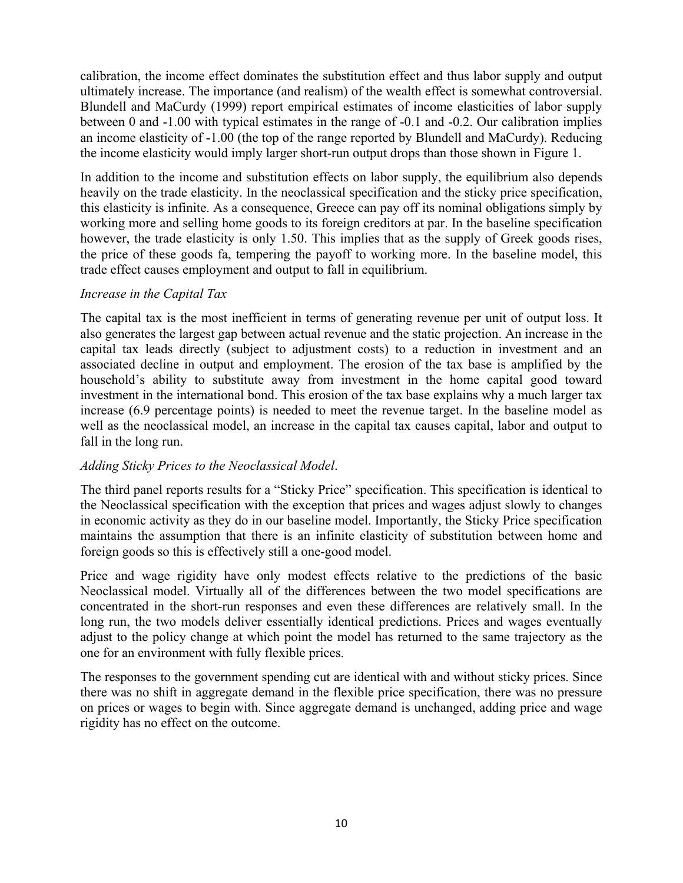calibration, the income effect dominates the substitution effect and thus labor supply and output ultimately increase. The importance (and realism) of the wealth effect is somewhat controversial. Blundell and MaCurdy (1999) report empirical estimates of income elasticities of labor supply between 0 and -1.00 with typical estimates in the range of -0.1 and -0.2. Our calibration implies an income elasticity of -1.00 (the top of the range reported by Blundell and MaCurdy). Reducing the income elasticity would imply larger short-run output drops than those shown in Figure 1.

In addition to the income and substitution effects on labor supply, the equilibrium also depends heavily on the trade elasticity. In the neoclassical specification and the sticky price specification, this elasticity is infinite. As a consequence, Greece can pay off its nominal obligations simply by working more and selling home goods to its foreign creditors at par. In the baseline specification however, the trade elasticity is only 1.50. This implies that as the supply of Greek goods rises, the price of these goods fa, tempering the payoff to working more. In the baseline model, this trade effect causes employment and output to fall in equilibrium.

*Increase in the Capital Tax*

The capital tax is the most inefficient in terms of generating revenue per unit of output loss. It also generates the largest gap between actual revenue and the static projection. An increase in the capital tax leads directly (subject to adjustment costs) to a reduction in investment and an associated decline in output and employment. The erosion of the tax base is amplified by the household's ability to substitute away from investment in the home capital good toward investment in the international bond. This erosion of the tax base explains why a much larger tax increase (6.9 percentage points) is needed to meet the revenue target. In the baseline model as well as the neoclassical model, an increase in the capital tax causes capital, labor and output to fall in the long run.

*Adding Sticky Prices to the Neoclassical Model*.

The third panel reports results for a "Sticky Price" specification. This specification is identical to the Neoclassical specification with the exception that prices and wages adjust slowly to changes in economic activity as they do in our baseline model. Importantly, the Sticky Price specification maintains the assumption that there is an infinite elasticity of substitution between home and foreign goods so this is effectively still a one-good model.

Price and wage rigidity have only modest effects relative to the predictions of the basic Neoclassical model. Virtually all of the differences between the two model specifications are concentrated in the short-run responses and even these differences are relatively small. In the long run, the two models deliver essentially identical predictions. Prices and wages eventually adjust to the policy change at which point the model has returned to the same trajectory as the one for an environment with fully flexible prices.

The responses to the government spending cut are identical with and without sticky prices. Since there was no shift in aggregate demand in the flexible price specification, there was no pressure on prices or wages to begin with. Since aggregate demand is unchanged, adding price and wage rigidity has no effect on the outcome.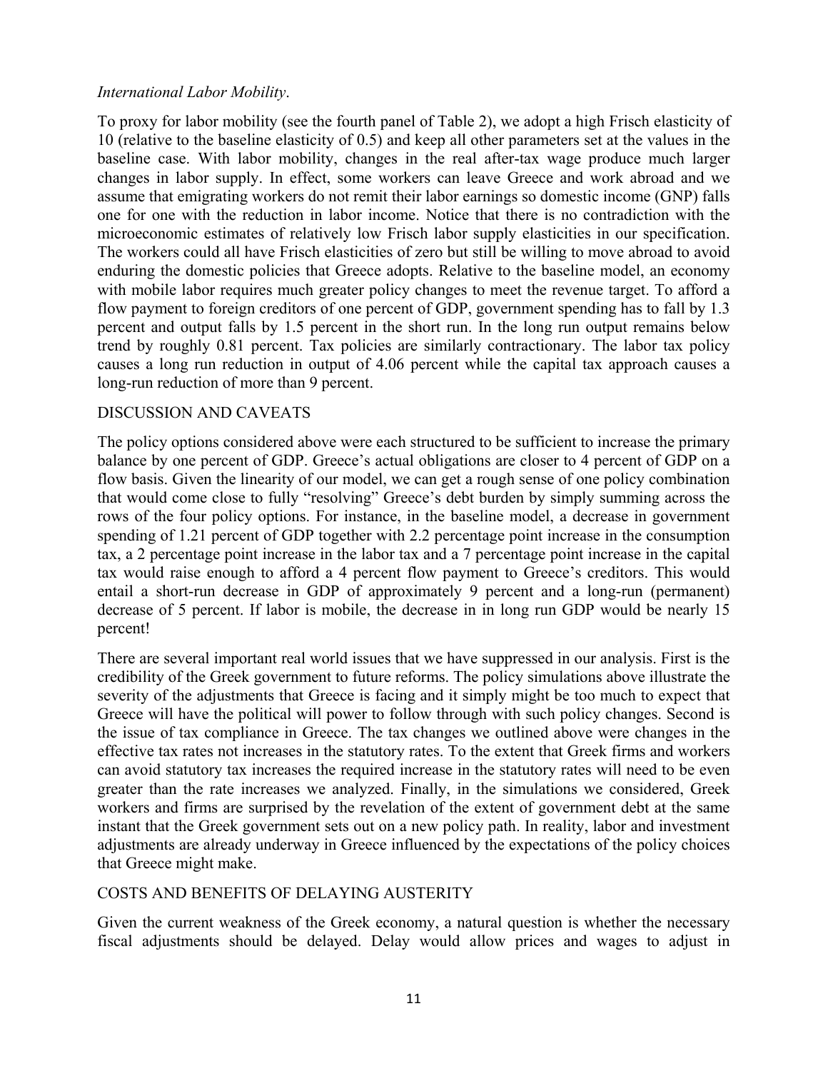*International Labor Mobility*.

To proxy for labor mobility (see the fourth panel of Table 2), we adopt a high Frisch elasticity of 10 (relative to the baseline elasticity of 0.5) and keep all other parameters set at the values in the baseline case. With labor mobility, changes in the real after-tax wage produce much larger changes in labor supply. In effect, some workers can leave Greece and work abroad and we assume that emigrating workers do not remit their labor earnings so domestic income (GNP) falls one for one with the reduction in labor income. Notice that there is no contradiction with the microeconomic estimates of relatively low Frisch labor supply elasticities in our specification. The workers could all have Frisch elasticities of zero but still be willing to move abroad to avoid enduring the domestic policies that Greece adopts. Relative to the baseline model, an economy with mobile labor requires much greater policy changes to meet the revenue target. To afford a flow payment to foreign creditors of one percent of GDP, government spending has to fall by 1.3 percent and output falls by 1.5 percent in the short run. In the long run output remains below trend by roughly 0.81 percent. Tax policies are similarly contractionary. The labor tax policy causes a long run reduction in output of 4.06 percent while the capital tax approach causes a long-run reduction of more than 9 percent.

## DISCUSSION AND CAVEATS

The policy options considered above were each structured to be sufficient to increase the primary balance by one percent of GDP. Greece's actual obligations are closer to 4 percent of GDP on a flow basis. Given the linearity of our model, we can get a rough sense of one policy combination that would come close to fully "resolving" Greece's debt burden by simply summing across the rows of the four policy options. For instance, in the baseline model, a decrease in government spending of 1.21 percent of GDP together with 2.2 percentage point increase in the consumption tax, a 2 percentage point increase in the labor tax and a 7 percentage point increase in the capital tax would raise enough to afford a 4 percent flow payment to Greece's creditors. This would entail a short-run decrease in GDP of approximately 9 percent and a long-run (permanent) decrease of 5 percent. If labor is mobile, the decrease in in long run GDP would be nearly 15 percent!

There are several important real world issues that we have suppressed in our analysis. First is the credibility of the Greek government to future reforms. The policy simulations above illustrate the severity of the adjustments that Greece is facing and it simply might be too much to expect that Greece will have the political will power to follow through with such policy changes. Second is the issue of tax compliance in Greece. The tax changes we outlined above were changes in the effective tax rates not increases in the statutory rates. To the extent that Greek firms and workers can avoid statutory tax increases the required increase in the statutory rates will need to be even greater than the rate increases we analyzed. Finally, in the simulations we considered, Greek workers and firms are surprised by the revelation of the extent of government debt at the same instant that the Greek government sets out on a new policy path. In reality, labor and investment adjustments are already underway in Greece influenced by the expectations of the policy choices that Greece might make.

## COSTS AND BENEFITS OF DELAYING AUSTERITY

Given the current weakness of the Greek economy, a natural question is whether the necessary fiscal adjustments should be delayed. Delay would allow prices and wages to adjust in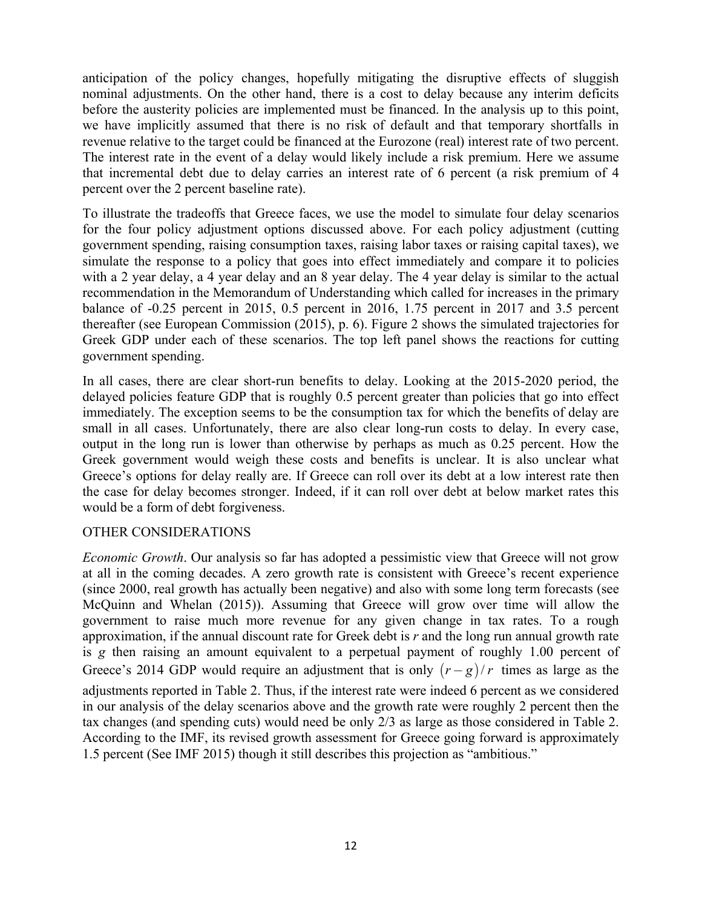anticipation of the policy changes, hopefully mitigating the disruptive effects of sluggish nominal adjustments. On the other hand, there is a cost to delay because any interim deficits before the austerity policies are implemented must be financed. In the analysis up to this point, we have implicitly assumed that there is no risk of default and that temporary shortfalls in revenue relative to the target could be financed at the Eurozone (real) interest rate of two percent. The interest rate in the event of a delay would likely include a risk premium. Here we assume that incremental debt due to delay carries an interest rate of 6 percent (a risk premium of 4 percent over the 2 percent baseline rate).

To illustrate the tradeoffs that Greece faces, we use the model to simulate four delay scenarios for the four policy adjustment options discussed above. For each policy adjustment (cutting government spending, raising consumption taxes, raising labor taxes or raising capital taxes), we simulate the response to a policy that goes into effect immediately and compare it to policies with a 2 year delay, a 4 year delay and an 8 year delay. The 4 year delay is similar to the actual recommendation in the Memorandum of Understanding which called for increases in the primary balance of -0.25 percent in 2015, 0.5 percent in 2016, 1.75 percent in 2017 and 3.5 percent thereafter (see European Commission (2015), p. 6). Figure 2 shows the simulated trajectories for Greek GDP under each of these scenarios. The top left panel shows the reactions for cutting government spending.

In all cases, there are clear short-run benefits to delay. Looking at the 2015-2020 period, the delayed policies feature GDP that is roughly 0.5 percent greater than policies that go into effect immediately. The exception seems to be the consumption tax for which the benefits of delay are small in all cases. Unfortunately, there are also clear long-run costs to delay. In every case, output in the long run is lower than otherwise by perhaps as much as 0.25 percent. How the Greek government would weigh these costs and benefits is unclear. It is also unclear what Greece's options for delay really are. If Greece can roll over its debt at a low interest rate then the case for delay becomes stronger. Indeed, if it can roll over debt at below market rates this would be a form of debt forgiveness.

OTHER CONSIDERATIONS

*Economic Growth*. Our analysis so far has adopted a pessimistic view that Greece will not grow at all in the coming decades. A zero growth rate is consistent with Greece's recent experience (since 2000, real growth has actually been negative) and also with some long term forecasts (see McQuinn and Whelan (2015)). Assuming that Greece will grow over time will allow the government to raise much more revenue for any given change in tax rates. To a rough approximation, if the annual discount rate for Greek debt is $r$ and the long run annual growth rate is $g$ then raising an amount equivalent to a perpetual payment of roughly 1.00 percent of Greece's 2014 GDP would require an adjustment that is only $(r-g)/r$ times as large as the adjustments reported in Table 2. Thus, if the interest rate were indeed 6 percent as we considered in our analysis of the delay scenarios above and the growth rate were roughly 2 percent then the tax changes (and spending cuts) would need be only 2/3 as large as those considered in Table 2. According to the IMF, its revised growth assessment for Greece going forward is approximately 1.5 percent (See IMF 2015) though it still describes this projection as "ambitious."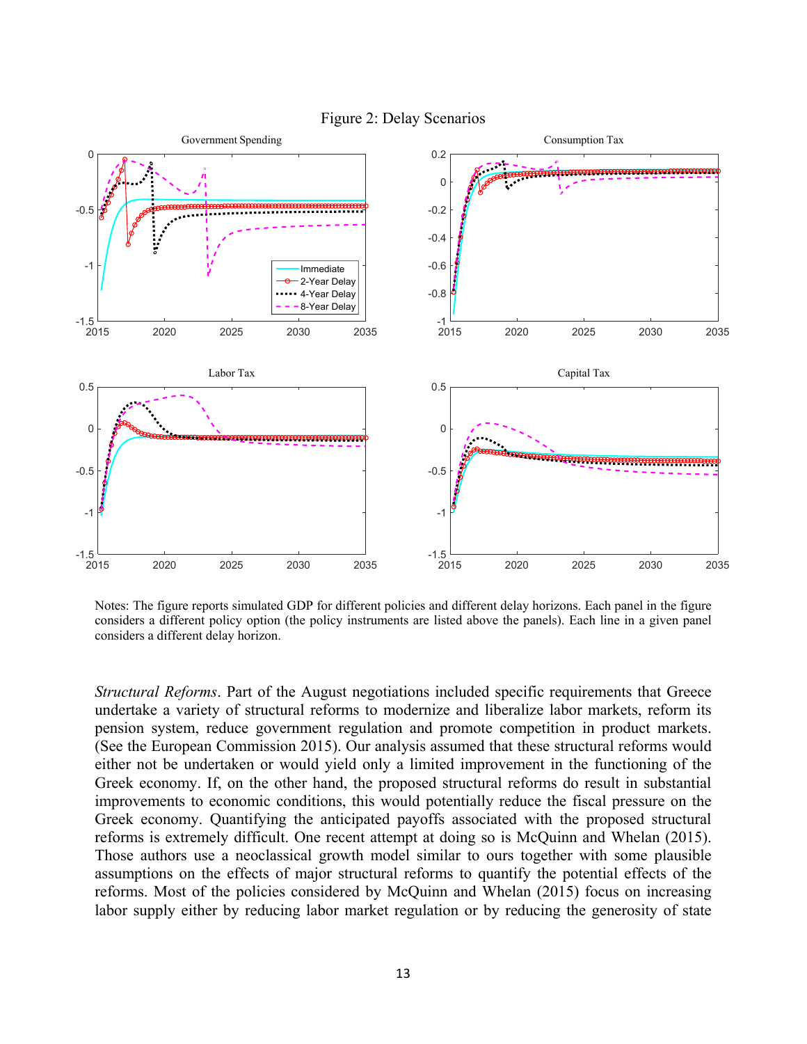Figure 2: Delay Scenarios

Notes: The figure reports simulated GDP for different policies and different delay horizons. Each panel in the figure considers a different policy option (the policy instruments are listed above the panels). Each line in a given panel considers a different delay horizon.

*Structural Reforms*. Part of the August negotiations included specific requirements that Greece undertake a variety of structural reforms to modernize and liberalize labor markets, reform its pension system, reduce government regulation and promote competition in product markets. (See the European Commission 2015). Our analysis assumed that these structural reforms would either not be undertaken or would yield only a limited improvement in the functioning of the Greek economy. If, on the other hand, the proposed structural reforms do result in substantial improvements to economic conditions, this would potentially reduce the fiscal pressure on the Greek economy. Quantifying the anticipated payoffs associated with the proposed structural reforms is extremely difficult. One recent attempt at doing so is McQuinn and Whelan (2015). Those authors use a neoclassical growth model similar to ours together with some plausible assumptions on the effects of major structural reforms to quantify the potential effects of the reforms. Most of the policies considered by McQuinn and Whelan (2015) focus on increasing labor supply either by reducing labor market regulation or by reducing the generosity of state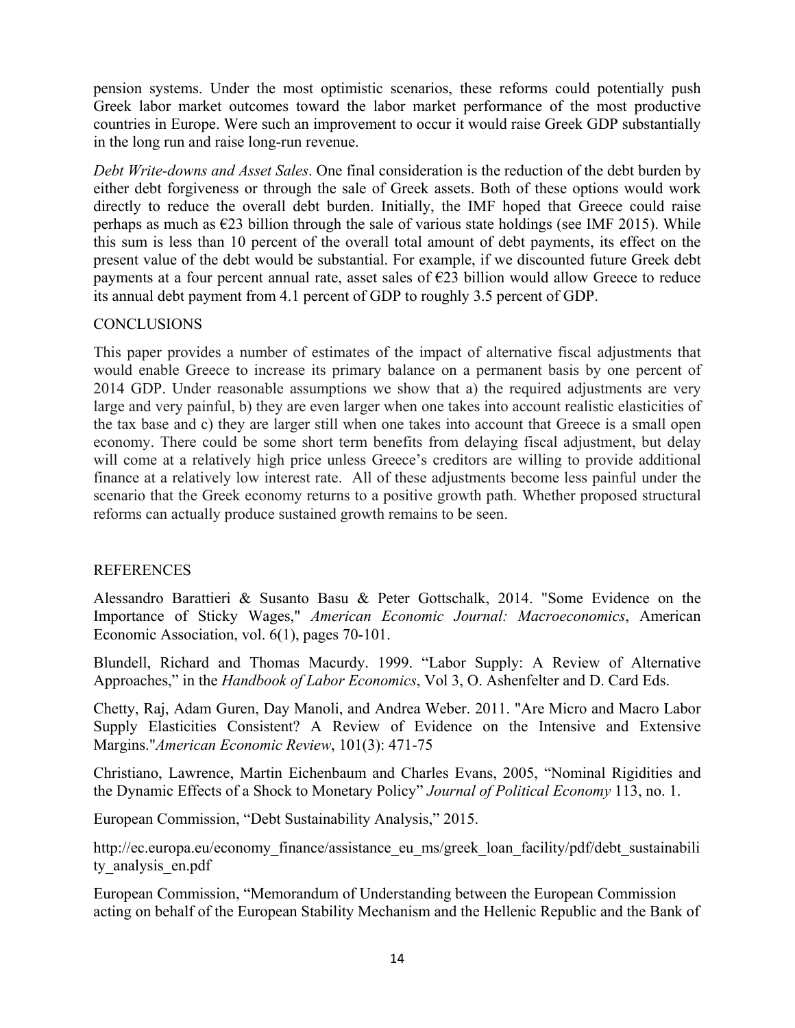pension systems. Under the most optimistic scenarios, these reforms could potentially push Greek labor market outcomes toward the labor market performance of the most productive countries in Europe. Were such an improvement to occur it would raise Greek GDP substantially in the long run and raise long-run revenue.

*Debt Write-downs and Asset Sales*. One final consideration is the reduction of the debt burden by either debt forgiveness or through the sale of Greek assets. Both of these options would work directly to reduce the overall debt burden. Initially, the IMF hoped that Greece could raise perhaps as much as €23 billion through the sale of various state holdings (see IMF 2015). While this sum is less than 10 percent of the overall total amount of debt payments, its effect on the present value of the debt would be substantial. For example, if we discounted future Greek debt payments at a four percent annual rate, asset sales of €23 billion would allow Greece to reduce its annual debt payment from 4.1 percent of GDP to roughly 3.5 percent of GDP.

## CONCLUSIONS

This paper provides a number of estimates of the impact of alternative fiscal adjustments that would enable Greece to increase its primary balance on a permanent basis by one percent of 2014 GDP. Under reasonable assumptions we show that a) the required adjustments are very large and very painful, b) they are even larger when one takes into account realistic elasticities of the tax base and c) they are larger still when one takes into account that Greece is a small open economy. There could be some short term benefits from delaying fiscal adjustment, but delay will come at a relatively high price unless Greece's creditors are willing to provide additional finance at a relatively low interest rate. All of these adjustments become less painful under the scenario that the Greek economy returns to a positive growth path. Whether proposed structural reforms can actually produce sustained growth remains to be seen.

## REFERENCES

Alessandro Barattieri & Susanto Basu & Peter Gottschalk, 2014. "Some Evidence on the Importance of Sticky Wages," *American Economic Journal: Macroeconomics*, American Economic Association, vol. 6(1), pages 70-101.

Blundell, Richard and Thomas Macurdy. 1999. "Labor Supply: A Review of Alternative Approaches," in the *Handbook of Labor Economics*, Vol 3, O. Ashenfelter and D. Card Eds.

Chetty, Raj, Adam Guren, Day Manoli, and Andrea Weber. 2011. "Are Micro and Macro Labor Supply Elasticities Consistent? A Review of Evidence on the Intensive and Extensive Margins."*American Economic Review*, 101(3): 471-75

Christiano, Lawrence, Martin Eichenbaum and Charles Evans, 2005, "Nominal Rigidities and the Dynamic Effects of a Shock to Monetary Policy" *Journal of Political Economy* 113, no. 1.

European Commission, "Debt Sustainability Analysis," 2015.

http://ec.europa.eu/economy_finance/assistance_eu_ms/greek_loan_facility/pdf/debt_sustainability_analysis_en.pdf

European Commission, "Memorandum of Understanding between the European Commission acting on behalf of the European Stability Mechanism and the Hellenic Republic and the Bank of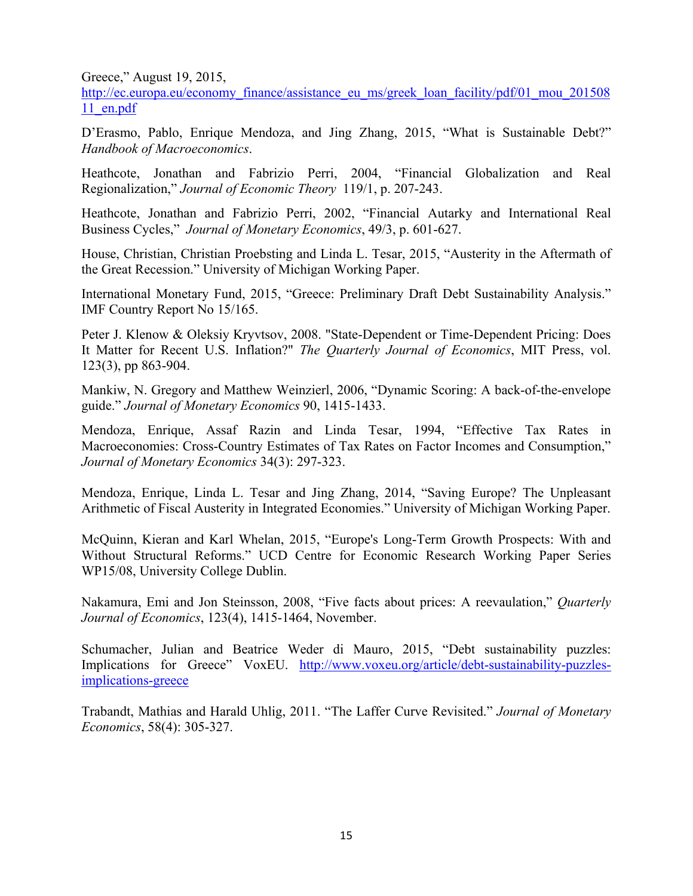Greece," August 19, 2015, http://ec.europa.eu/economy_finance/assistance_eu_ms/greek_loan_facility/pdf/01_mou_20150811_en.pdf

D'Erasmo, Pablo, Enrique Mendoza, and Jing Zhang, 2015, "What is Sustainable Debt?" *Handbook of Macroeconomics*.

Heathcote, Jonathan and Fabrizio Perri, 2004, "Financial Globalization and Real Regionalization," *Journal of Economic Theory* 119/1, p. 207-243.

Heathcote, Jonathan and Fabrizio Perri, 2002, "Financial Autarky and International Real Business Cycles," *Journal of Monetary Economics*, 49/3, p. 601-627.

House, Christian, Christian Proebsting and Linda L. Tesar, 2015, "Austerity in the Aftermath of the Great Recession." University of Michigan Working Paper.

International Monetary Fund, 2015, "Greece: Preliminary Draft Debt Sustainability Analysis." IMF Country Report No 15/165.

Peter J. Klenow & Oleksiy Kryvtsov, 2008. "State-Dependent or Time-Dependent Pricing: Does It Matter for Recent U.S. Inflation?" *The Quarterly Journal of Economics*, MIT Press, vol. 123(3), pp 863-904.

Mankiw, N. Gregory and Matthew Weinzierl, 2006, "Dynamic Scoring: A back-of-the-envelope guide." *Journal of Monetary Economics* 90, 1415-1433.

Mendoza, Enrique, Assaf Razin and Linda Tesar, 1994, "Effective Tax Rates in Macroeconomies: Cross-Country Estimates of Tax Rates on Factor Incomes and Consumption," *Journal of Monetary Economics* 34(3): 297-323.

Mendoza, Enrique, Linda L. Tesar and Jing Zhang, 2014, "Saving Europe? The Unpleasant Arithmetic of Fiscal Austerity in Integrated Economies." University of Michigan Working Paper.

McQuinn, Kieran and Karl Whelan, 2015, "Europe's Long-Term Growth Prospects: With and Without Structural Reforms." UCD Centre for Economic Research Working Paper Series WP15/08, University College Dublin.

Nakamura, Emi and Jon Steinsson, 2008, "Five facts about prices: A reevaulation," *Quarterly Journal of Economics*, 123(4), 1415-1464, November.

Schumacher, Julian and Beatrice Weder di Mauro, 2015, "Debt sustainability puzzles: Implications for Greece" VoxEU. http://www.voxeu.org/article/debt-sustainability-puzzles-implications-greece

Trabandt, Mathias and Harald Uhlig, 2011. "The Laffer Curve Revisited." *Journal of Monetary Economics*, 58(4): 305-327.